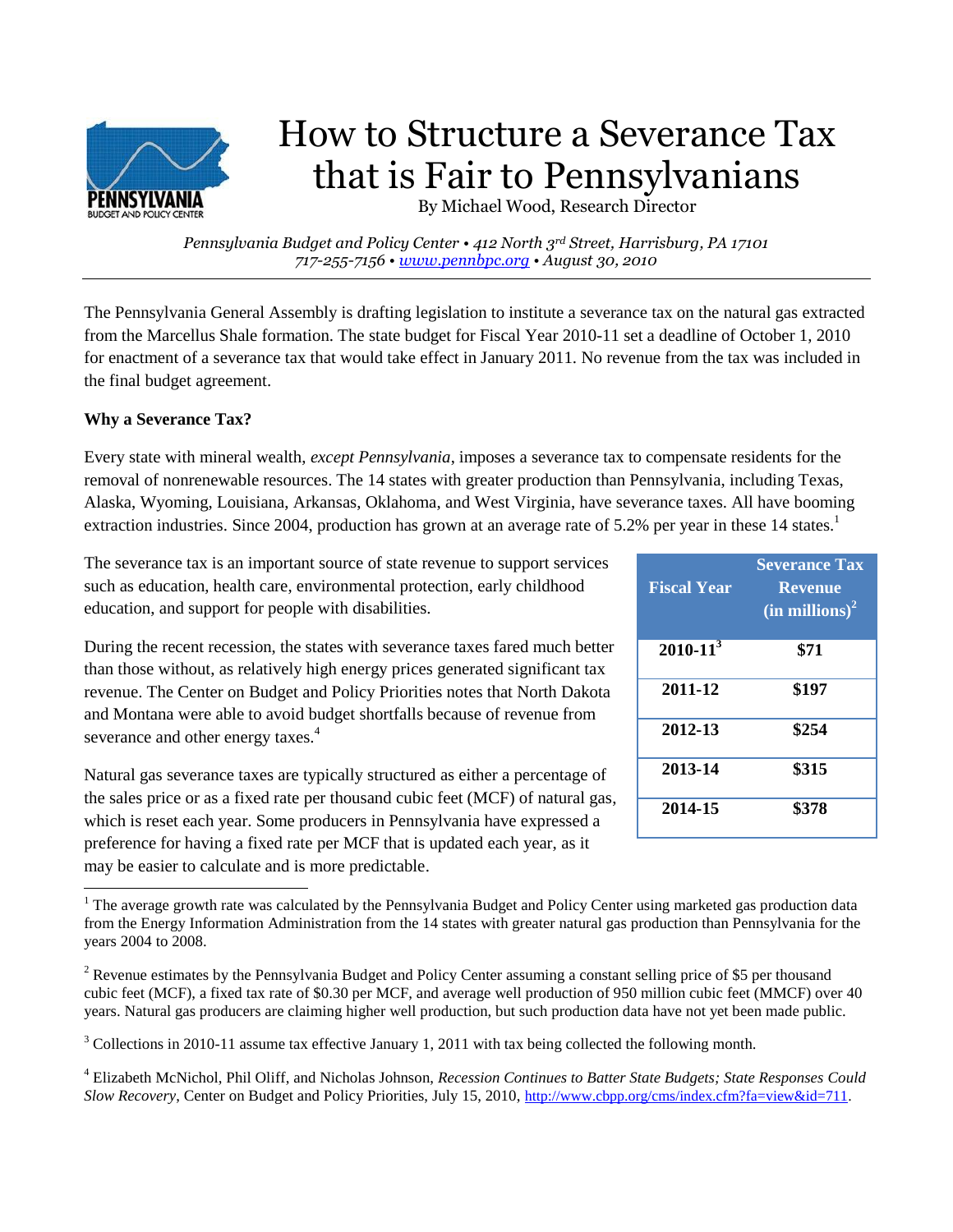# How to Structure a Severance Tax that is Fair to Pennsylvanians

By Michael Wood, Research Director

*Pennsylvania Budget and Policy Center • 412 North 3rd Street, Harrisburg, PA 17101*
*717-255-7156 • www.pennbpc.org • August 30, 2010*

---

The Pennsylvania General Assembly is drafting legislation to institute a severance tax on the natural gas extracted from the Marcellus Shale formation. The state budget for Fiscal Year 2010-11 set a deadline of October 1, 2010 for enactment of a severance tax that would take effect in January 2011. No revenue from the tax was included in the final budget agreement.

**Why a Severance Tax?**

Every state with mineral wealth, *except Pennsylvania*, imposes a severance tax to compensate residents for the removal of nonrenewable resources. The 14 states with greater production than Pennsylvania, including Texas, Alaska, Wyoming, Louisiana, Arkansas, Oklahoma, and West Virginia, have severance taxes. All have booming extraction industries. Since 2004, production has grown at an average rate of 5.2% per year in these 14 states.[1]

The severance tax is an important source of state revenue to support services such as education, health care, environmental protection, early childhood education, and support for people with disabilities.

During the recent recession, the states with severance taxes fared much better than those without, as relatively high energy prices generated significant tax revenue. The Center on Budget and Policy Priorities notes that North Dakota and Montana were able to avoid budget shortfalls because of revenue from severance and other energy taxes.[4]

Natural gas severance taxes are typically structured as either a percentage of the sales price or as a fixed rate per thousand cubic feet (MCF) of natural gas, which is reset each year. Some producers in Pennsylvania have expressed a preference for having a fixed rate per MCF that is updated each year, as it may be easier to calculate and is more predictable.

| Fiscal Year | Severance Tax Revenue (in millions)[2] |
|---|---|
| 2010-11[3] | $71 |
| 2011-12 | $197 |
| 2012-13 | $254 |
| 2013-14 | $315 |
| 2014-15 | $378 |

---

[1] The average growth rate was calculated by the Pennsylvania Budget and Policy Center using marketed gas production data from the Energy Information Administration from the 14 states with greater natural gas production than Pennsylvania for the years 2004 to 2008.

[2] Revenue estimates by the Pennsylvania Budget and Policy Center assuming a constant selling price of $5 per thousand cubic feet (MCF), a fixed tax rate of $0.30 per MCF, and average well production of 950 million cubic feet (MMCF) over 40 years. Natural gas producers are claiming higher well production, but such production data have not yet been made public.

[3] Collections in 2010-11 assume tax effective January 1, 2011 with tax being collected the following month.

[4] Elizabeth McNichol, Phil Oliff, and Nicholas Johnson, *Recession Continues to Batter State Budgets; State Responses Could Slow Recovery*, Center on Budget and Policy Priorities, July 15, 2010, http://www.cbpp.org/cms/index.cfm?fa=view&id=711.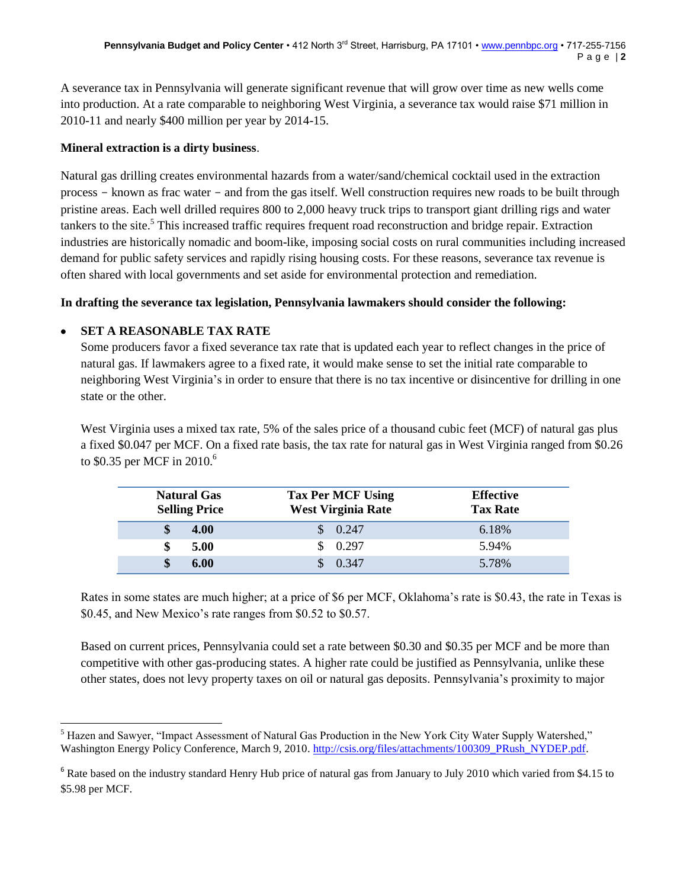A severance tax in Pennsylvania will generate significant revenue that will grow over time as new wells come into production. At a rate comparable to neighboring West Virginia, a severance tax would raise $71 million in 2010-11 and nearly $400 million per year by 2014-15.

**Mineral extraction is a dirty business**.

Natural gas drilling creates environmental hazards from a water/sand/chemical cocktail used in the extraction process – known as frac water – and from the gas itself. Well construction requires new roads to be built through pristine areas. Each well drilled requires 800 to 2,000 heavy truck trips to transport giant drilling rigs and water tankers to the site.[5] This increased traffic requires frequent road reconstruction and bridge repair. Extraction industries are historically nomadic and boom-like, imposing social costs on rural communities including increased demand for public safety services and rapidly rising housing costs. For these reasons, severance tax revenue is often shared with local governments and set aside for environmental protection and remediation.

**In drafting the severance tax legislation, Pennsylvania lawmakers should consider the following:**

- **SET A REASONABLE TAX RATE**
  Some producers favor a fixed severance tax rate that is updated each year to reflect changes in the price of natural gas. If lawmakers agree to a fixed rate, it would make sense to set the initial rate comparable to neighboring West Virginia's in order to ensure that there is no tax incentive or disincentive for drilling in one state or the other.

  West Virginia uses a mixed tax rate, 5% of the sales price of a thousand cubic feet (MCF) of natural gas plus a fixed $0.047 per MCF. On a fixed rate basis, the tax rate for natural gas in West Virginia ranged from $0.26 to $0.35 per MCF in 2010.[6]

| Natural Gas Selling Price | Tax Per MCF Using West Virginia Rate | Effective Tax Rate |
|---|---|---|
| **$ 4.00** | $ 0.247 | 6.18% |
| **$ 5.00** | $ 0.297 | 5.94% |
| **$ 6.00** | $ 0.347 | 5.78% |

  Rates in some states are much higher; at a price of $6 per MCF, Oklahoma's rate is $0.43, the rate in Texas is $0.45, and New Mexico's rate ranges from $0.52 to $0.57.

  Based on current prices, Pennsylvania could set a rate between $0.30 and $0.35 per MCF and be more than competitive with other gas-producing states. A higher rate could be justified as Pennsylvania, unlike these other states, does not levy property taxes on oil or natural gas deposits. Pennsylvania's proximity to major

[5] Hazen and Sawyer, "Impact Assessment of Natural Gas Production in the New York City Water Supply Watershed," Washington Energy Policy Conference, March 9, 2010. http://csis.org/files/attachments/100309_PRush_NYDEP.pdf.

[6] Rate based on the industry standard Henry Hub price of natural gas from January to July 2010 which varied from $4.15 to $5.98 per MCF.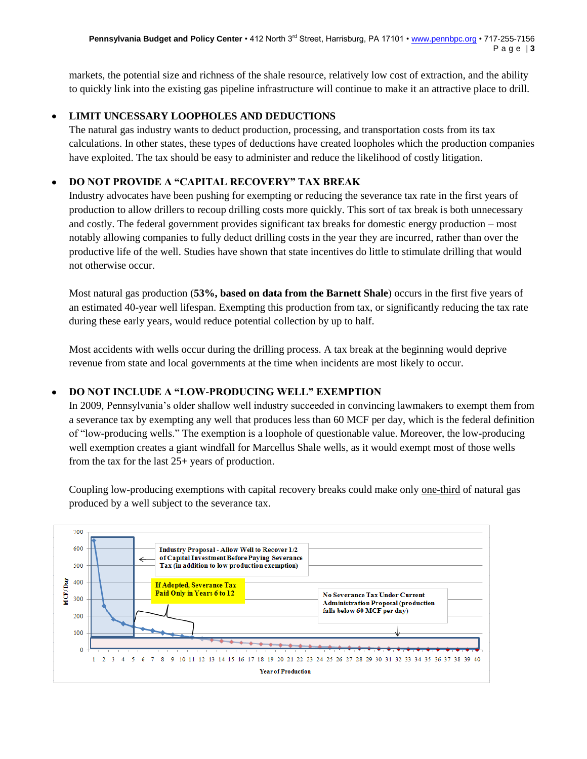markets, the potential size and richness of the shale resource, relatively low cost of extraction, and the ability to quickly link into the existing gas pipeline infrastructure will continue to make it an attractive place to drill.

- **LIMIT UNCESSARY LOOPHOLES AND DEDUCTIONS**
  The natural gas industry wants to deduct production, processing, and transportation costs from its tax calculations. In other states, these types of deductions have created loopholes which the production companies have exploited. The tax should be easy to administer and reduce the likelihood of costly litigation.

- **DO NOT PROVIDE A "CAPITAL RECOVERY" TAX BREAK**
  Industry advocates have been pushing for exempting or reducing the severance tax rate in the first years of production to allow drillers to recoup drilling costs more quickly. This sort of tax break is both unnecessary and costly. The federal government provides significant tax breaks for domestic energy production – most notably allowing companies to fully deduct drilling costs in the year they are incurred, rather than over the productive life of the well. Studies have shown that state incentives do little to stimulate drilling that would not otherwise occur.

  Most natural gas production (**53%, based on data from the Barnett Shale**) occurs in the first five years of an estimated 40-year well lifespan. Exempting this production from tax, or significantly reducing the tax rate during these early years, would reduce potential collection by up to half.

  Most accidents with wells occur during the drilling process. A tax break at the beginning would deprive revenue from state and local governments at the time when incidents are most likely to occur.

- **DO NOT INCLUDE A "LOW-PRODUCING WELL" EXEMPTION**
  In 2009, Pennsylvania's older shallow well industry succeeded in convincing lawmakers to exempt them from a severance tax by exempting any well that produces less than 60 MCF per day, which is the federal definition of "low-producing wells." The exemption is a loophole of questionable value. Moreover, the low-producing well exemption creates a giant windfall for Marcellus Shale wells, as it would exempt most of those wells from the tax for the last 25+ years of production.

  Coupling low-producing exemptions with capital recovery breaks could make only one-third of natural gas produced by a well subject to the severance tax.

Industry Proposal - Allow Well to Recover 1/2 of Capital Investment Before Paying Severance Tax (in addition to low production exemption)

If Adopted, Severance Tax Paid Only in Years 6 to 12

No Severance Tax Under Current Administration Proposal (production falls below 60 MCF per day)

MCF/Day

Year of Production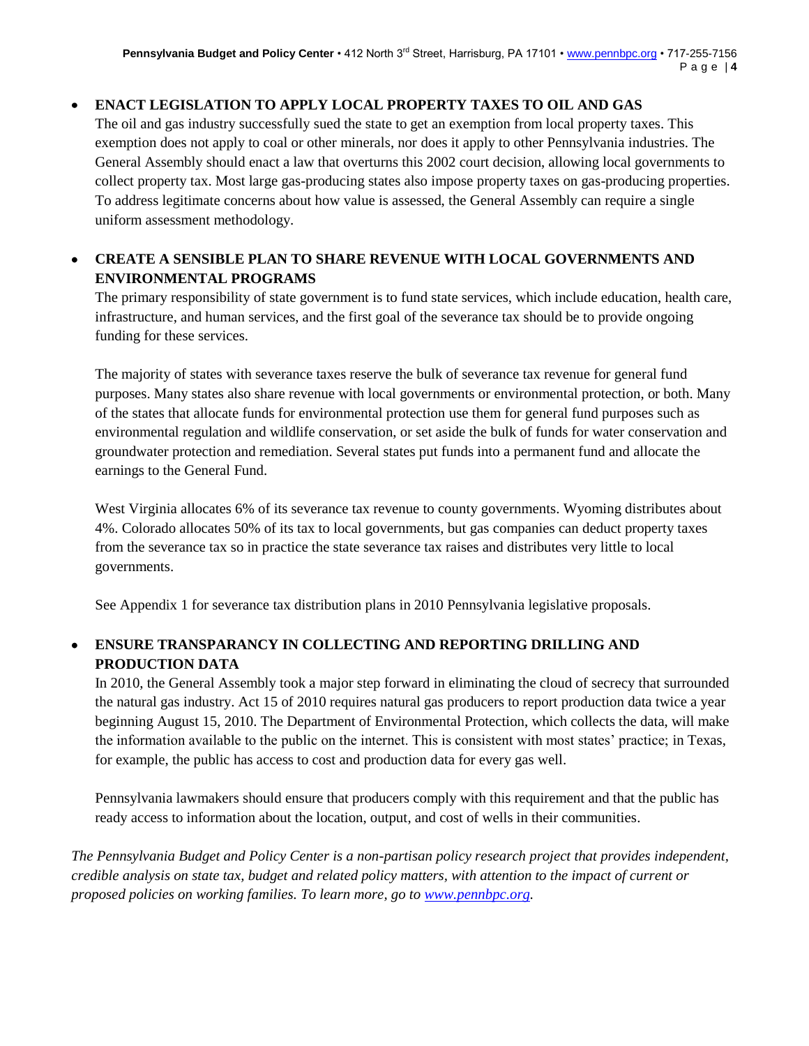- **ENACT LEGISLATION TO APPLY LOCAL PROPERTY TAXES TO OIL AND GAS**
  The oil and gas industry successfully sued the state to get an exemption from local property taxes. This exemption does not apply to coal or other minerals, nor does it apply to other Pennsylvania industries. The General Assembly should enact a law that overturns this 2002 court decision, allowing local governments to collect property tax. Most large gas-producing states also impose property taxes on gas-producing properties. To address legitimate concerns about how value is assessed, the General Assembly can require a single uniform assessment methodology.

- **CREATE A SENSIBLE PLAN TO SHARE REVENUE WITH LOCAL GOVERNMENTS AND ENVIRONMENTAL PROGRAMS**
  The primary responsibility of state government is to fund state services, which include education, health care, infrastructure, and human services, and the first goal of the severance tax should be to provide ongoing funding for these services.

  The majority of states with severance taxes reserve the bulk of severance tax revenue for general fund purposes. Many states also share revenue with local governments or environmental protection, or both. Many of the states that allocate funds for environmental protection use them for general fund purposes such as environmental regulation and wildlife conservation, or set aside the bulk of funds for water conservation and groundwater protection and remediation. Several states put funds into a permanent fund and allocate the earnings to the General Fund.

  West Virginia allocates 6% of its severance tax revenue to county governments. Wyoming distributes about 4%. Colorado allocates 50% of its tax to local governments, but gas companies can deduct property taxes from the severance tax so in practice the state severance tax raises and distributes very little to local governments.

  See Appendix 1 for severance tax distribution plans in 2010 Pennsylvania legislative proposals.

- **ENSURE TRANSPARANCY IN COLLECTING AND REPORTING DRILLING AND PRODUCTION DATA**
  In 2010, the General Assembly took a major step forward in eliminating the cloud of secrecy that surrounded the natural gas industry. Act 15 of 2010 requires natural gas producers to report production data twice a year beginning August 15, 2010. The Department of Environmental Protection, which collects the data, will make the information available to the public on the internet. This is consistent with most states' practice; in Texas, for example, the public has access to cost and production data for every gas well.

  Pennsylvania lawmakers should ensure that producers comply with this requirement and that the public has ready access to information about the location, output, and cost of wells in their communities.

*The Pennsylvania Budget and Policy Center is a non-partisan policy research project that provides independent, credible analysis on state tax, budget and related policy matters, with attention to the impact of current or proposed policies on working families. To learn more, go to [www.pennbpc.org](http://www.pennbpc.org).*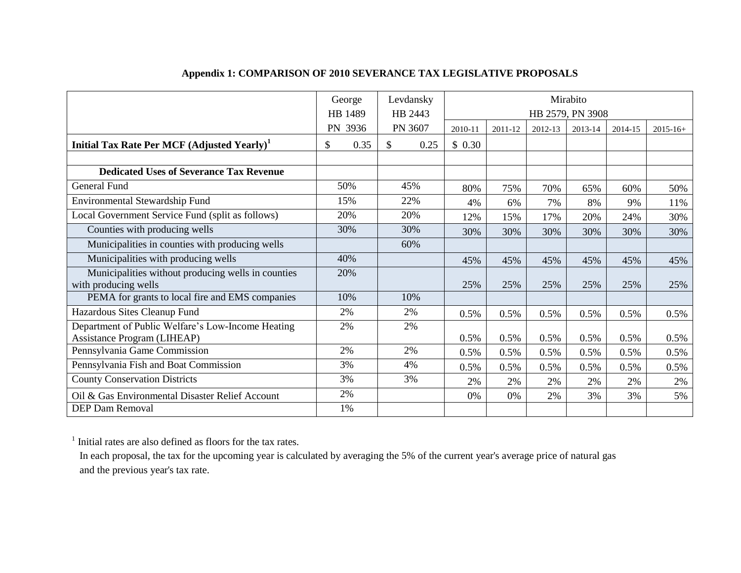**Appendix 1: COMPARISON OF 2010 SEVERANCE TAX LEGISLATIVE PROPOSALS**

| | George HB 1489 PN 3936 | Levdansky HB 2443 PN 3607 | Mirabito HB 2579, PN 3908 | | | | | |
|---|---|---|---|---|---|---|---|---|
| | | | 2010-11 | 2011-12 | 2012-13 | 2013-14 | 2014-15 | 2015-16+ |
| **Initial Tax Rate Per MCF (Adjusted Yearly)**[1] | $ 0.35 | $ 0.25 | $ 0.30 | | | | | |
| | | | | | | | | |
| **Dedicated Uses of Severance Tax Revenue** | | | | | | | | |
| General Fund | 50% | 45% | 80% | 75% | 70% | 65% | 60% | 50% |
| Environmental Stewardship Fund | 15% | 22% | 4% | 6% | 7% | 8% | 9% | 11% |
| Local Government Service Fund (split as follows) | 20% | 20% | 12% | 15% | 17% | 20% | 24% | 30% |
| Counties with producing wells | 30% | 30% | 30% | 30% | 30% | 30% | 30% | 30% |
| Municipalities in counties with producing wells | | 60% | | | | | | |
| Municipalities with producing wells | 40% | | 45% | 45% | 45% | 45% | 45% | 45% |
| Municipalities without producing wells in counties with producing wells | 20% | | 25% | 25% | 25% | 25% | 25% | 25% |
| PEMA for grants to local fire and EMS companies | 10% | 10% | | | | | | |
| Hazardous Sites Cleanup Fund | 2% | 2% | 0.5% | 0.5% | 0.5% | 0.5% | 0.5% | 0.5% |
| Department of Public Welfare's Low-Income Heating Assistance Program (LIHEAP) | 2% | 2% | 0.5% | 0.5% | 0.5% | 0.5% | 0.5% | 0.5% |
| Pennsylvania Game Commission | 2% | 2% | 0.5% | 0.5% | 0.5% | 0.5% | 0.5% | 0.5% |
| Pennsylvania Fish and Boat Commission | 3% | 4% | 0.5% | 0.5% | 0.5% | 0.5% | 0.5% | 0.5% |
| County Conservation Districts | 3% | 3% | 2% | 2% | 2% | 2% | 2% | 2% |
| Oil & Gas Environmental Disaster Relief Account | 2% | | 0% | 0% | 2% | 3% | 3% | 5% |
| DEP Dam Removal | 1% | | | | | | | |

[1] Initial rates are also defined as floors for the tax rates.
In each proposal, the tax for the upcoming year is calculated by averaging the 5% of the current year's average price of natural gas and the previous year's tax rate.